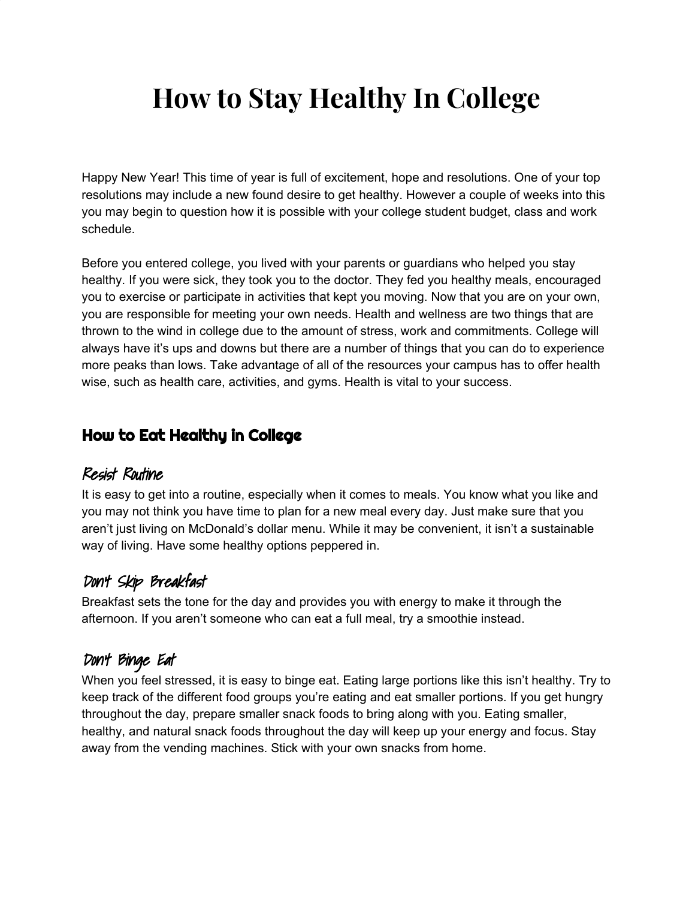# How to Stay Healthy In College

Happy New Year! This time of year is full of excitement, hope and resolutions. One of your top resolutions may include a new found desire to get healthy. However a couple of weeks into this you may begin to question how it is possible with your college student budget, class and work schedule.

Before you entered college, you lived with your parents or guardians who helped you stay healthy. If you were sick, they took you to the doctor. They fed you healthy meals, encouraged you to exercise or participate in activities that kept you moving. Now that you are on your own, you are responsible for meeting your own needs. Health and wellness are two things that are thrown to the wind in college due to the amount of stress, work and commitments. College will always have it's ups and downs but there are a number of things that you can do to experience more peaks than lows. Take advantage of all of the resources your campus has to offer health wise, such as health care, activities, and gyms. Health is vital to your success.

## How to Eat Healthy in College

### Resist Routine

It is easy to get into a routine, especially when it comes to meals. You know what you like and you may not think you have time to plan for a new meal every day. Just make sure that you aren't just living on McDonald's dollar menu. While it may be convenient, it isn't a sustainable way of living. Have some healthy options peppered in.

### Don't Skip Breakfast

Breakfast sets the tone for the day and provides you with energy to make it through the afternoon. If you aren't someone who can eat a full meal, try a smoothie instead.

### Don't Binge Eat

When you feel stressed, it is easy to binge eat. Eating large portions like this isn't healthy. Try to keep track of the different food groups you're eating and eat smaller portions. If you get hungry throughout the day, prepare smaller snack foods to bring along with you. Eating smaller, healthy, and natural snack foods throughout the day will keep up your energy and focus. Stay away from the vending machines. Stick with your own snacks from home.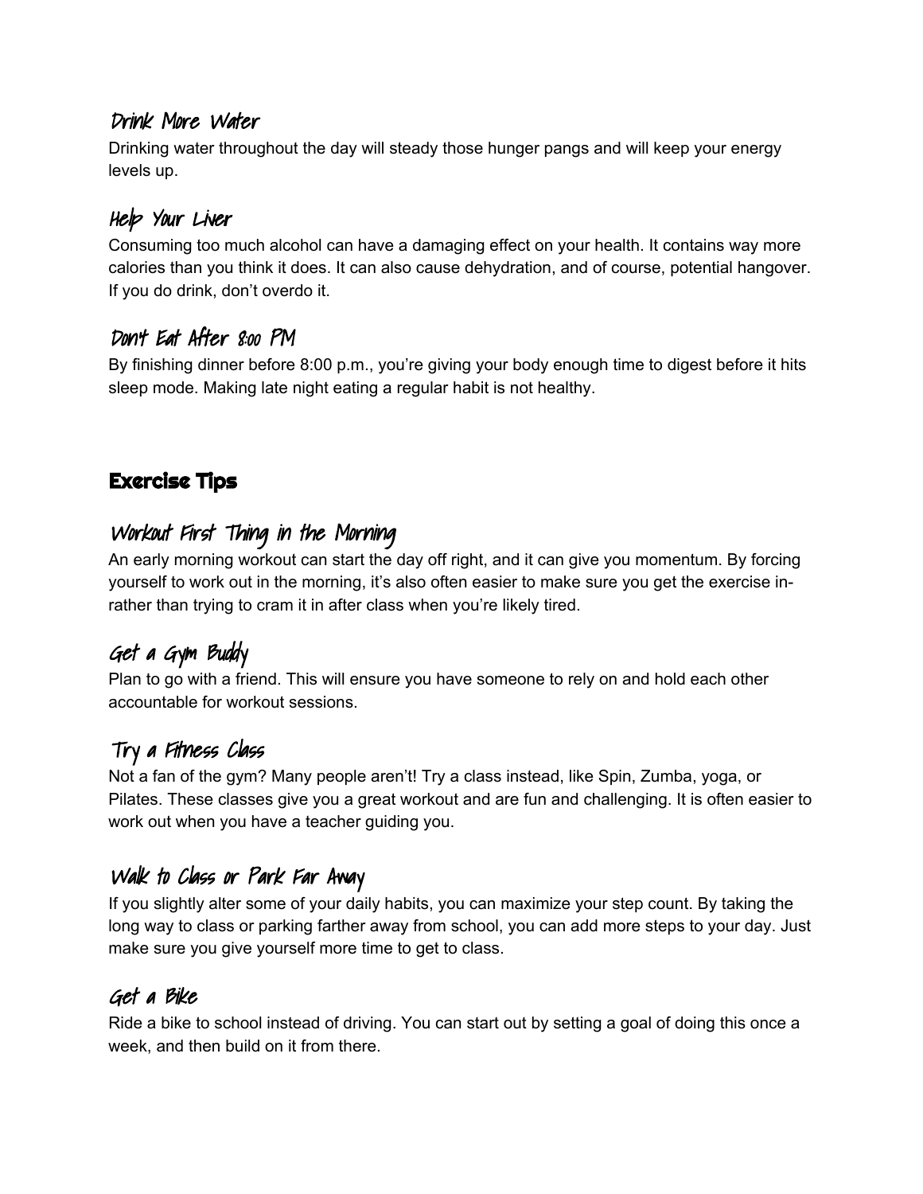### Drink More Water

Drinking water throughout the day will steady those hunger pangs and will keep your energy levels up.

### Help Your Liver

Consuming too much alcohol can have a damaging effect on your health. It contains way more calories than you think it does. It can also cause dehydration, and of course, potential hangover. If you do drink, don't overdo it.

### Don't Eat After 8:00 PM

By finishing dinner before 8:00 p.m., you're giving your body enough time to digest before it hits sleep mode. Making late night eating a regular habit is not healthy.

## Exercise Tips

### Workout First Thing in the Morning

An early morning workout can start the day off right, and it can give you momentum. By forcing yourself to work out in the morning, it's also often easier to make sure you get the exercise in- rather than trying to cram it in after class when you're likely tired.

### Get a Gym Buddy

Plan to go with a friend. This will ensure you have someone to rely on and hold each other accountable for workout sessions.

### Try a Fitness Class

Not a fan of the gym? Many people aren't! Try a class instead, like Spin, Zumba, yoga, or Pilates. These classes give you a great workout and are fun and challenging. It is often easier to work out when you have a teacher guiding you.

### Walk to Class or Park Far Away

If you slightly alter some of your daily habits, you can maximize your step count. By taking the long way to class or parking farther away from school, you can add more steps to your day. Just make sure you give yourself more time to get to class.

### Get a Bike

Ride a bike to school instead of driving. You can start out by setting a goal of doing this once a week, and then build on it from there.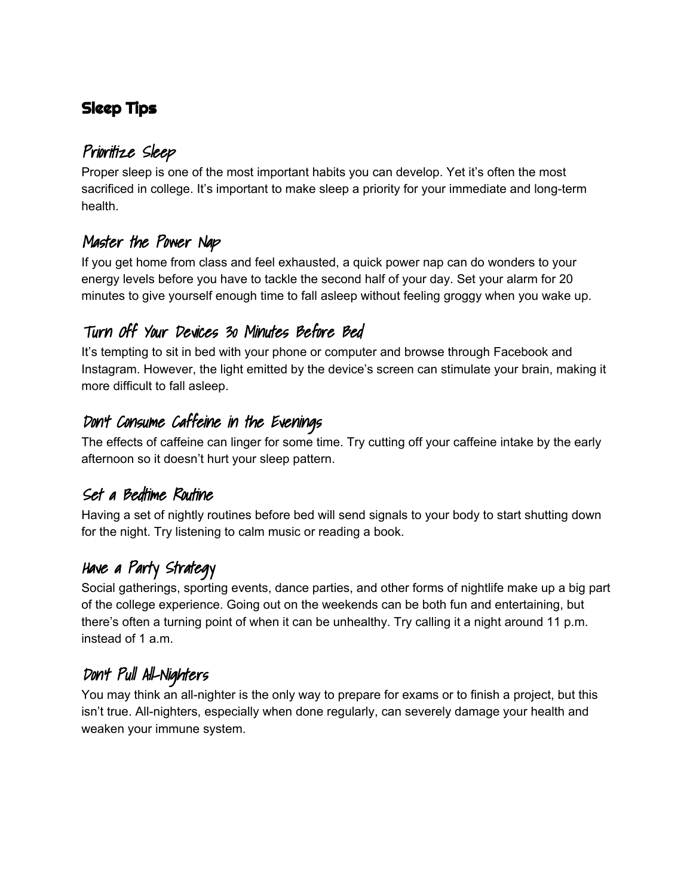## Sleep Tips

### Prioritize Sleep

Proper sleep is one of the most important habits you can develop. Yet it's often the most sacrificed in college. It's important to make sleep a priority for your immediate and long-term health.

### Master the Power Nap

If you get home from class and feel exhausted, a quick power nap can do wonders to your energy levels before you have to tackle the second half of your day. Set your alarm for 20 minutes to give yourself enough time to fall asleep without feeling groggy when you wake up.

### Turn Off Your Devices 30 Minutes Before Bed

It's tempting to sit in bed with your phone or computer and browse through Facebook and Instagram. However, the light emitted by the device's screen can stimulate your brain, making it more difficult to fall asleep.

### Don't Consume Caffeine in the Evenings

The effects of caffeine can linger for some time. Try cutting off your caffeine intake by the early afternoon so it doesn't hurt your sleep pattern.

### Set a Bedtime Routine

Having a set of nightly routines before bed will send signals to your body to start shutting down for the night. Try listening to calm music or reading a book.

### Have a Party Strategy

Social gatherings, sporting events, dance parties, and other forms of nightlife make up a big part of the college experience. Going out on the weekends can be both fun and entertaining, but there's often a turning point of when it can be unhealthy. Try calling it a night around 11 p.m. instead of 1 a.m.

### Don't Pull All-Nighters

You may think an all-nighter is the only way to prepare for exams or to finish a project, but this isn't true. All-nighters, especially when done regularly, can severely damage your health and weaken your immune system.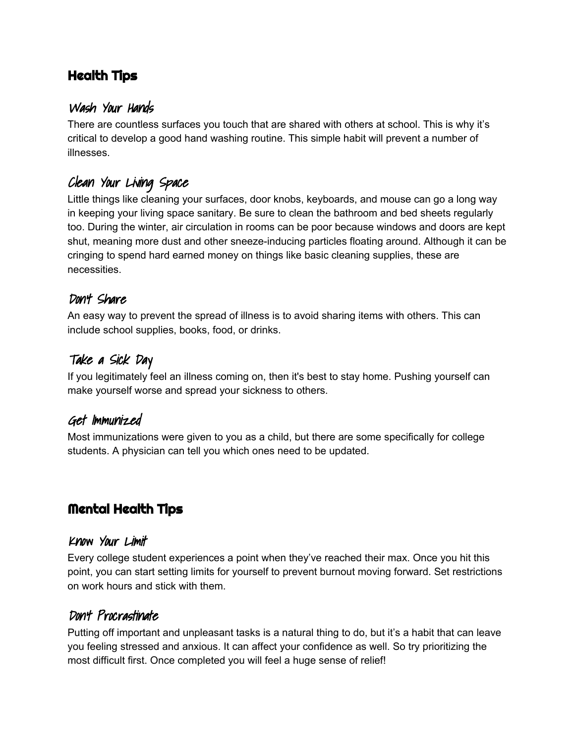## Health Tips

### Wash Your Hands

There are countless surfaces you touch that are shared with others at school. This is why it's critical to develop a good hand washing routine. This simple habit will prevent a number of illnesses.

### Clean Your Living Space

Little things like cleaning your surfaces, door knobs, keyboards, and mouse can go a long way in keeping your living space sanitary. Be sure to clean the bathroom and bed sheets regularly too. During the winter, air circulation in rooms can be poor because windows and doors are kept shut, meaning more dust and other sneeze-inducing particles floating around. Although it can be cringing to spend hard earned money on things like basic cleaning supplies, these are necessities.

### Don't Share

An easy way to prevent the spread of illness is to avoid sharing items with others. This can include school supplies, books, food, or drinks.

### Take a Sick Day

If you legitimately feel an illness coming on, then it's best to stay home. Pushing yourself can make yourself worse and spread your sickness to others.

### Get Immunized

Most immunizations were given to you as a child, but there are some specifically for college students. A physician can tell you which ones need to be updated.

## Mental Health Tips

### Know Your Limit

Every college student experiences a point when they've reached their max. Once you hit this point, you can start setting limits for yourself to prevent burnout moving forward. Set restrictions on work hours and stick with them.

### Don't Procrastinate

Putting off important and unpleasant tasks is a natural thing to do, but it's a habit that can leave you feeling stressed and anxious. It can affect your confidence as well. So try prioritizing the most difficult first. Once completed you will feel a huge sense of relief!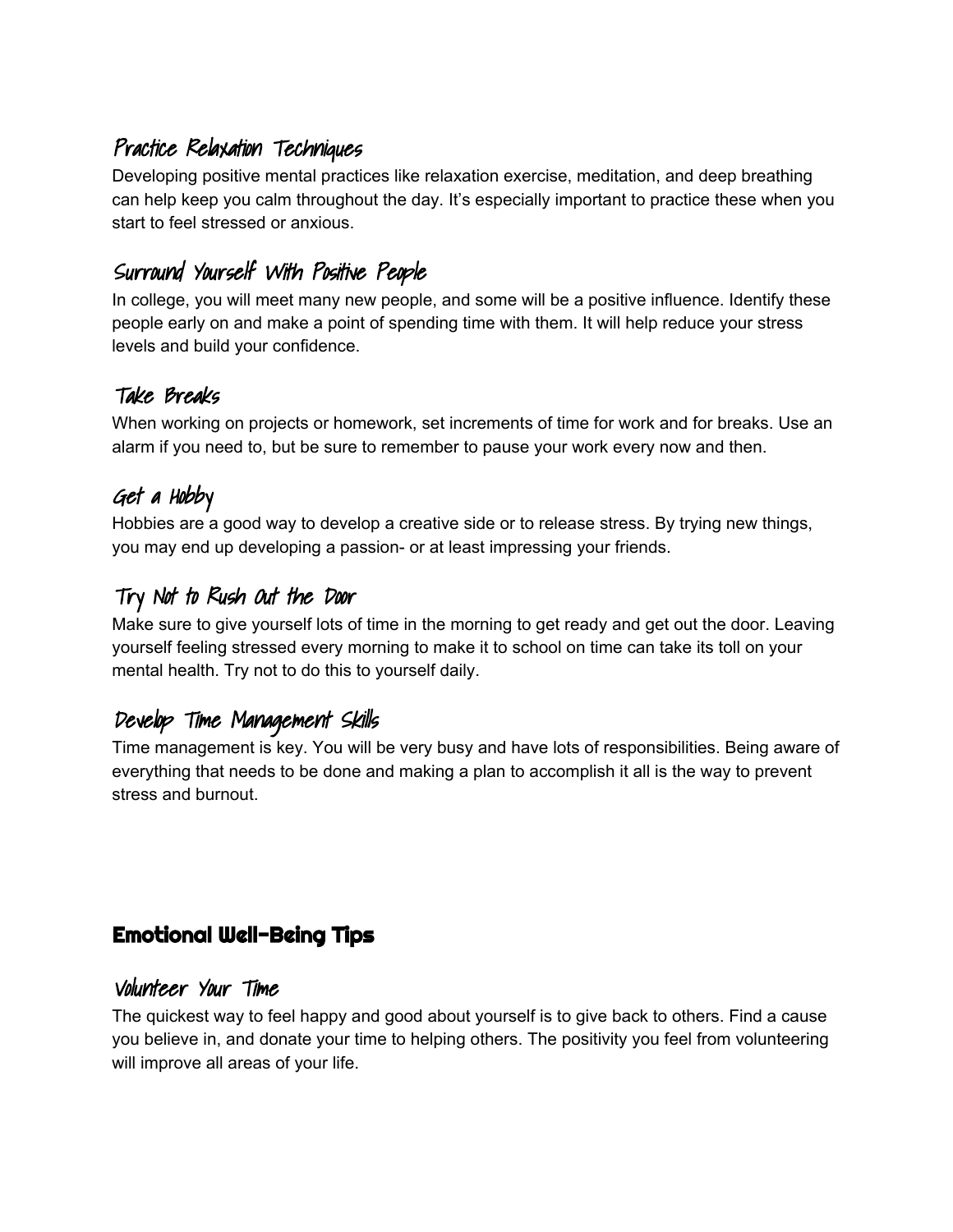### Practice Relaxation Techniques

Developing positive mental practices like relaxation exercise, meditation, and deep breathing can help keep you calm throughout the day. It's especially important to practice these when you start to feel stressed or anxious.

### Surround Yourself With Positive People

In college, you will meet many new people, and some will be a positive influence. Identify these people early on and make a point of spending time with them. It will help reduce your stress levels and build your confidence.

### Take Breaks

When working on projects or homework, set increments of time for work and for breaks. Use an alarm if you need to, but be sure to remember to pause your work every now and then.

### Get a Hobby

Hobbies are a good way to develop a creative side or to release stress. By trying new things, you may end up developing a passion- or at least impressing your friends.

### Try Not to Rush Out the Door

Make sure to give yourself lots of time in the morning to get ready and get out the door. Leaving yourself feeling stressed every morning to make it to school on time can take its toll on your mental health. Try not to do this to yourself daily.

### Develop Time Management Skills

Time management is key. You will be very busy and have lots of responsibilities. Being aware of everything that needs to be done and making a plan to accomplish it all is the way to prevent stress and burnout.

## Emotional Well-Being Tips

### Volunteer Your Time

The quickest way to feel happy and good about yourself is to give back to others. Find a cause you believe in, and donate your time to helping others. The positivity you feel from volunteering will improve all areas of your life.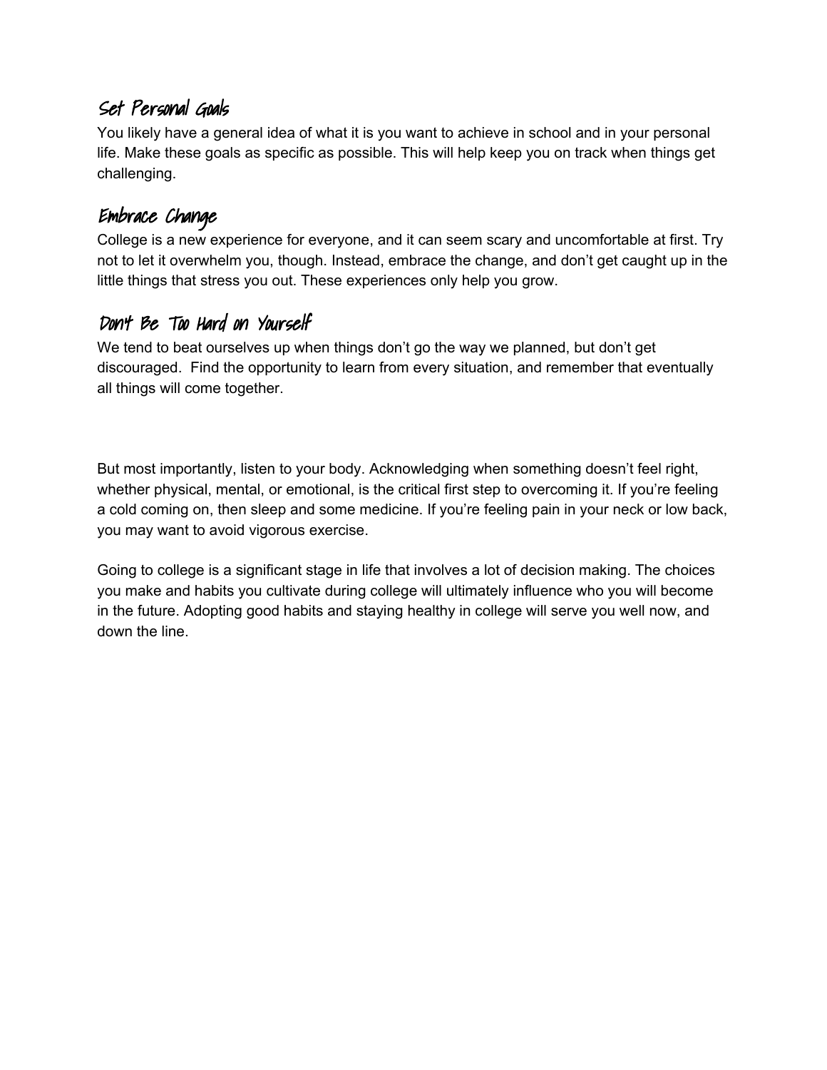## Set Personal Goals

You likely have a general idea of what it is you want to achieve in school and in your personal life. Make these goals as specific as possible. This will help keep you on track when things get challenging.

## Embrace Change

College is a new experience for everyone, and it can seem scary and uncomfortable at first. Try not to let it overwhelm you, though. Instead, embrace the change, and don't get caught up in the little things that stress you out. These experiences only help you grow.

## Don't Be Too Hard on Yourself

We tend to beat ourselves up when things don't go the way we planned, but don't get discouraged. Find the opportunity to learn from every situation, and remember that eventually all things will come together.

But most importantly, listen to your body. Acknowledging when something doesn't feel right, whether physical, mental, or emotional, is the critical first step to overcoming it. If you're feeling a cold coming on, then sleep and some medicine. If you're feeling pain in your neck or low back, you may want to avoid vigorous exercise.

Going to college is a significant stage in life that involves a lot of decision making. The choices you make and habits you cultivate during college will ultimately influence who you will become in the future. Adopting good habits and staying healthy in college will serve you well now, and down the line.